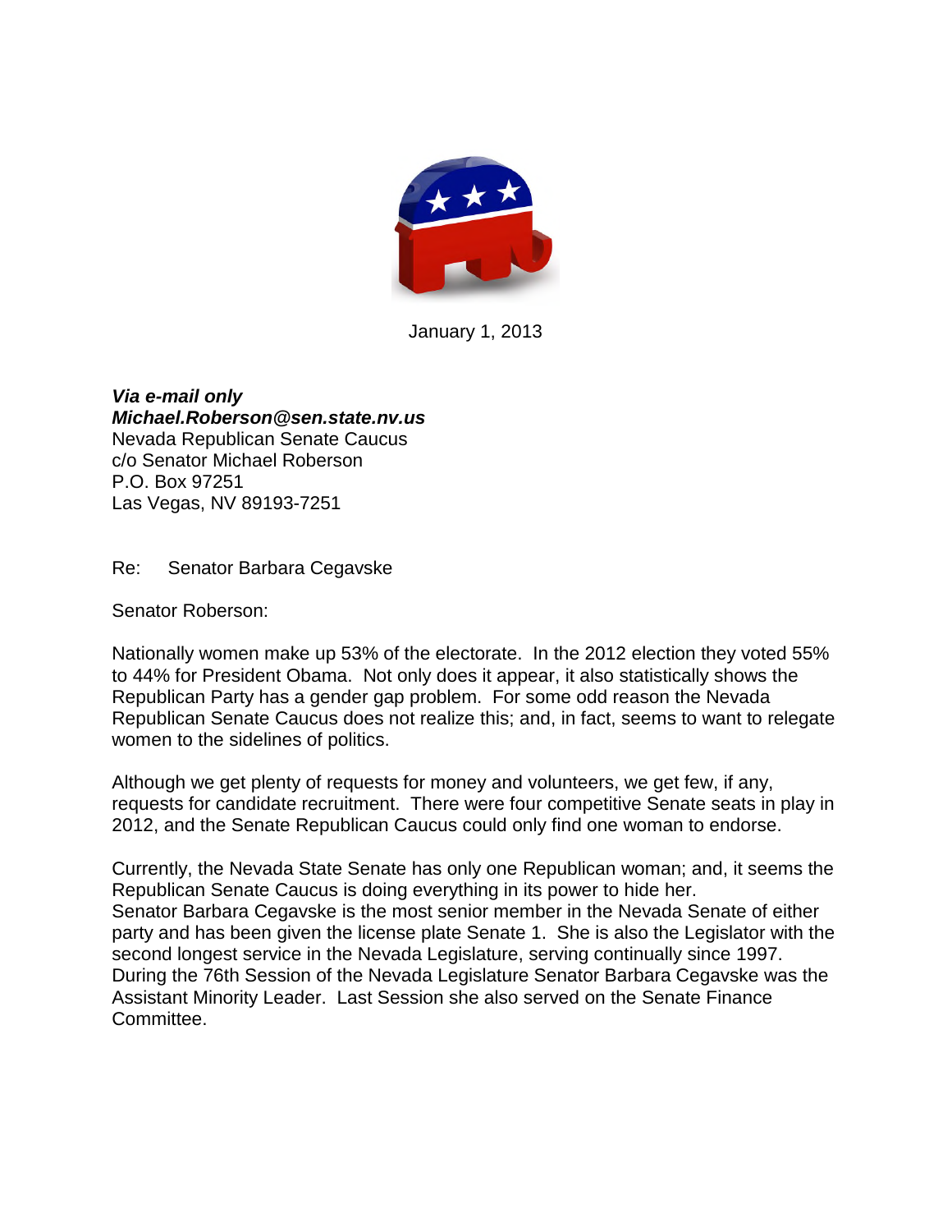January 1, 2013

***Via e-mail only***
***Michael.Roberson@sen.state.nv.us***
Nevada Republican Senate Caucus
c/o Senator Michael Roberson
P.O. Box 97251
Las Vegas, NV 89193-7251

Re: Senator Barbara Cegavske

Senator Roberson:

Nationally women make up 53% of the electorate. In the 2012 election they voted 55% to 44% for President Obama. Not only does it appear, it also statistically shows the Republican Party has a gender gap problem. For some odd reason the Nevada Republican Senate Caucus does not realize this; and, in fact, seems to want to relegate women to the sidelines of politics.

Although we get plenty of requests for money and volunteers, we get few, if any, requests for candidate recruitment. There were four competitive Senate seats in play in 2012, and the Senate Republican Caucus could only find one woman to endorse.

Currently, the Nevada State Senate has only one Republican woman; and, it seems the Republican Senate Caucus is doing everything in its power to hide her.
Senator Barbara Cegavske is the most senior member in the Nevada Senate of either party and has been given the license plate Senate 1. She is also the Legislator with the second longest service in the Nevada Legislature, serving continually since 1997. During the 76th Session of the Nevada Legislature Senator Barbara Cegavske was the Assistant Minority Leader. Last Session she also served on the Senate Finance Committee.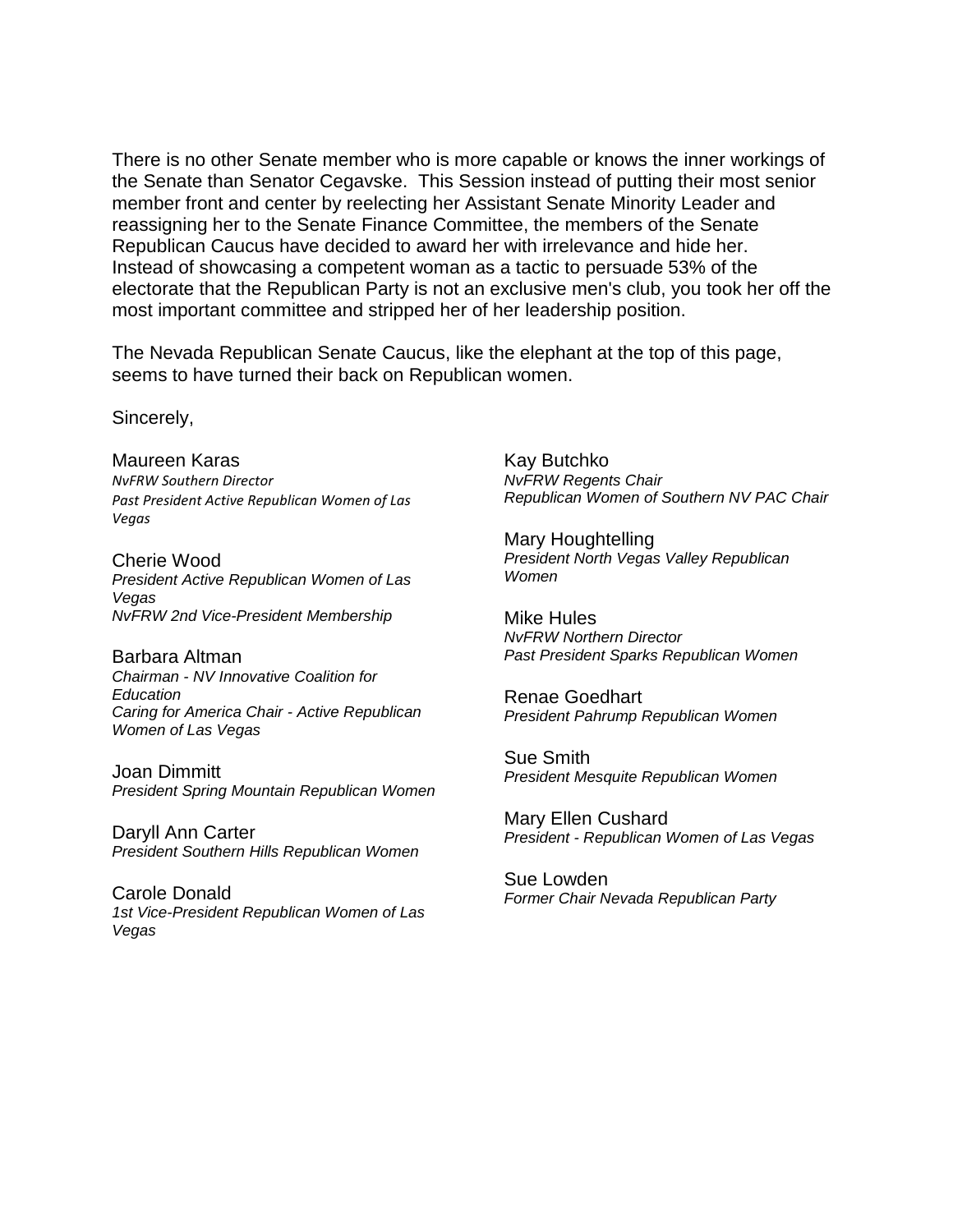There is no other Senate member who is more capable or knows the inner workings of the Senate than Senator Cegavske. This Session instead of putting their most senior member front and center by reelecting her Assistant Senate Minority Leader and reassigning her to the Senate Finance Committee, the members of the Senate Republican Caucus have decided to award her with irrelevance and hide her. Instead of showcasing a competent woman as a tactic to persuade 53% of the electorate that the Republican Party is not an exclusive men's club, you took her off the most important committee and stripped her of her leadership position.

The Nevada Republican Senate Caucus, like the elephant at the top of this page, seems to have turned their back on Republican women.

Sincerely,

Maureen Karas
*NvFRW Southern Director*
*Past President Active Republican Women of Las Vegas*

Cherie Wood
*President Active Republican Women of Las Vegas*
*NvFRW 2nd Vice-President Membership*

Barbara Altman
*Chairman - NV Innovative Coalition for Education*
*Caring for America Chair - Active Republican Women of Las Vegas*

Joan Dimmitt
*President Spring Mountain Republican Women*

Daryll Ann Carter
*President Southern Hills Republican Women*

Carole Donald
*1st Vice-President Republican Women of Las Vegas*

Kay Butchko
*NvFRW Regents Chair*
*Republican Women of Southern NV PAC Chair*

Mary Houghtelling
*President North Vegas Valley Republican Women*

Mike Hules
*NvFRW Northern Director*
*Past President Sparks Republican Women*

Renae Goedhart
*President Pahrump Republican Women*

Sue Smith
*President Mesquite Republican Women*

Mary Ellen Cushard
*President - Republican Women of Las Vegas*

Sue Lowden
*Former Chair Nevada Republican Party*